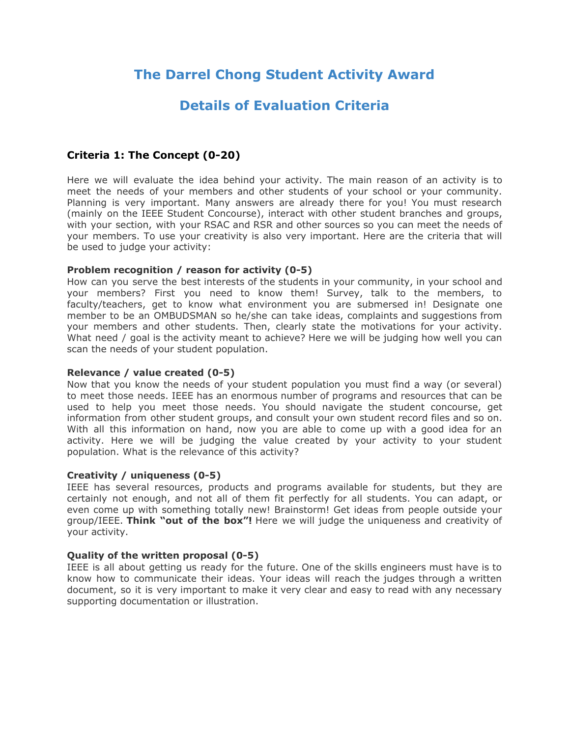# The Darrel Chong Student Activity Award

# Details of Evaluation Criteria

## Criteria 1: The Concept (0-20)

Here we will evaluate the idea behind your activity. The main reason of an activity is to meet the needs of your members and other students of your school or your community. Planning is very important. Many answers are already there for you! You must research (mainly on the IEEE Student Concourse), interact with other student branches and groups, with your section, with your RSAC and RSR and other sources so you can meet the needs of your members. To use your creativity is also very important. Here are the criteria that will be used to judge your activity:

**Problem recognition / reason for activity (0-5)**
How can you serve the best interests of the students in your community, in your school and your members? First you need to know them! Survey, talk to the members, to faculty/teachers, get to know what environment you are submersed in! Designate one member to be an OMBUDSMAN so he/she can take ideas, complaints and suggestions from your members and other students. Then, clearly state the motivations for your activity. What need / goal is the activity meant to achieve? Here we will be judging how well you can scan the needs of your student population.

**Relevance / value created (0-5)**
Now that you know the needs of your student population you must find a way (or several) to meet those needs. IEEE has an enormous number of programs and resources that can be used to help you meet those needs. You should navigate the student concourse, get information from other student groups, and consult your own student record files and so on. With all this information on hand, now you are able to come up with a good idea for an activity. Here we will be judging the value created by your activity to your student population. What is the relevance of this activity?

**Creativity / uniqueness (0-5)**
IEEE has several resources, products and programs available for students, but they are certainly not enough, and not all of them fit perfectly for all students. You can adapt, or even come up with something totally new! Brainstorm! Get ideas from people outside your group/IEEE. **Think "out of the box"!** Here we will judge the uniqueness and creativity of your activity.

**Quality of the written proposal (0-5)**
IEEE is all about getting us ready for the future. One of the skills engineers must have is to know how to communicate their ideas. Your ideas will reach the judges through a written document, so it is very important to make it very clear and easy to read with any necessary supporting documentation or illustration.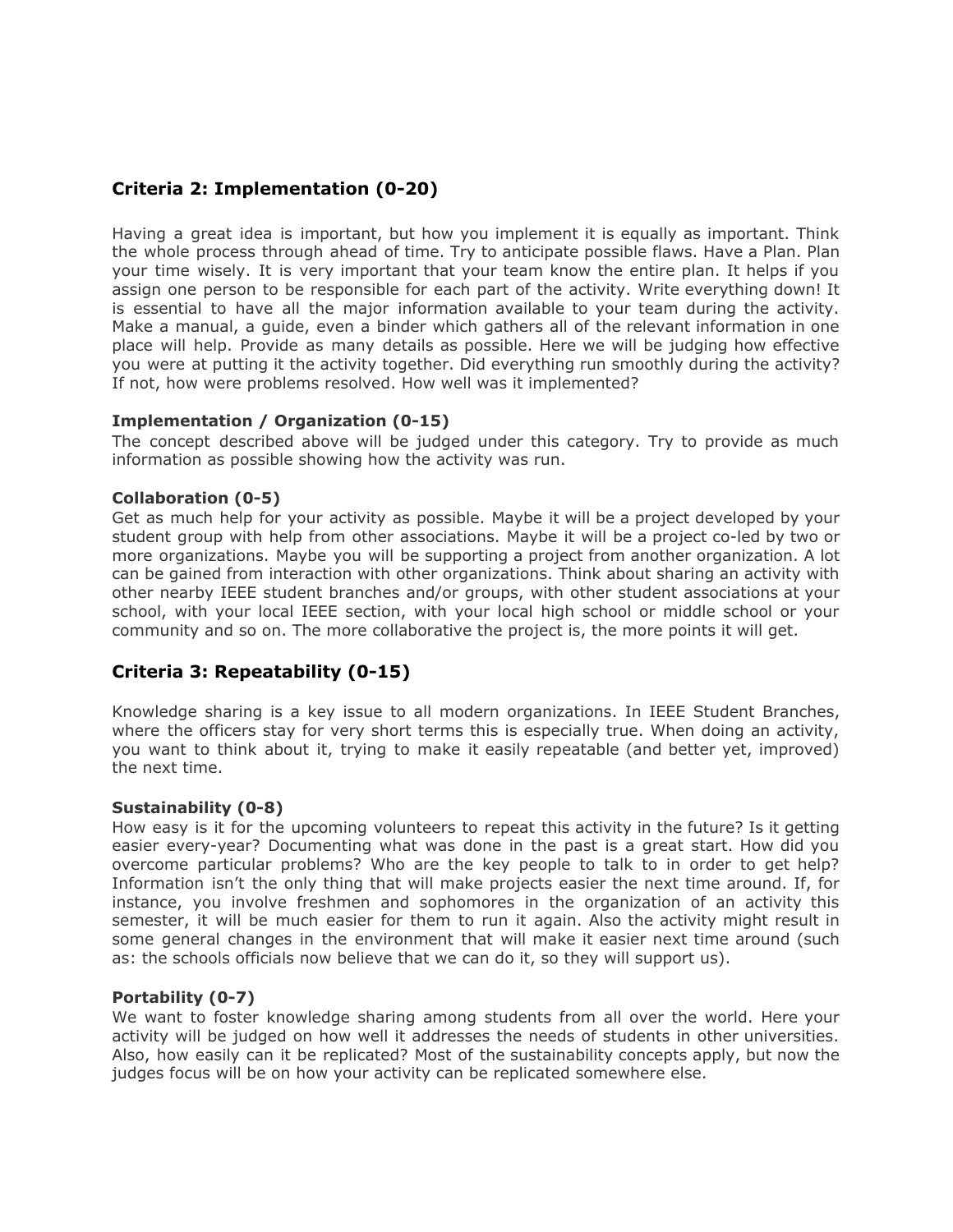## Criteria 2: Implementation (0-20)

Having a great idea is important, but how you implement it is equally as important. Think the whole process through ahead of time. Try to anticipate possible flaws. Have a Plan. Plan your time wisely. It is very important that your team know the entire plan. It helps if you assign one person to be responsible for each part of the activity. Write everything down! It is essential to have all the major information available to your team during the activity. Make a manual, a guide, even a binder which gathers all of the relevant information in one place will help. Provide as many details as possible. Here we will be judging how effective you were at putting it the activity together. Did everything run smoothly during the activity? If not, how were problems resolved. How well was it implemented?

### Implementation / Organization (0-15)

The concept described above will be judged under this category. Try to provide as much information as possible showing how the activity was run.

### Collaboration (0-5)

Get as much help for your activity as possible. Maybe it will be a project developed by your student group with help from other associations. Maybe it will be a project co-led by two or more organizations. Maybe you will be supporting a project from another organization. A lot can be gained from interaction with other organizations. Think about sharing an activity with other nearby IEEE student branches and/or groups, with other student associations at your school, with your local IEEE section, with your local high school or middle school or your community and so on. The more collaborative the project is, the more points it will get.

## Criteria 3: Repeatability (0-15)

Knowledge sharing is a key issue to all modern organizations. In IEEE Student Branches, where the officers stay for very short terms this is especially true. When doing an activity, you want to think about it, trying to make it easily repeatable (and better yet, improved) the next time.

### Sustainability (0-8)

How easy is it for the upcoming volunteers to repeat this activity in the future? Is it getting easier every-year? Documenting what was done in the past is a great start. How did you overcome particular problems? Who are the key people to talk to in order to get help? Information isn't the only thing that will make projects easier the next time around. If, for instance, you involve freshmen and sophomores in the organization of an activity this semester, it will be much easier for them to run it again. Also the activity might result in some general changes in the environment that will make it easier next time around (such as: the schools officials now believe that we can do it, so they will support us).

### Portability (0-7)

We want to foster knowledge sharing among students from all over the world. Here your activity will be judged on how well it addresses the needs of students in other universities. Also, how easily can it be replicated? Most of the sustainability concepts apply, but now the judges focus will be on how your activity can be replicated somewhere else.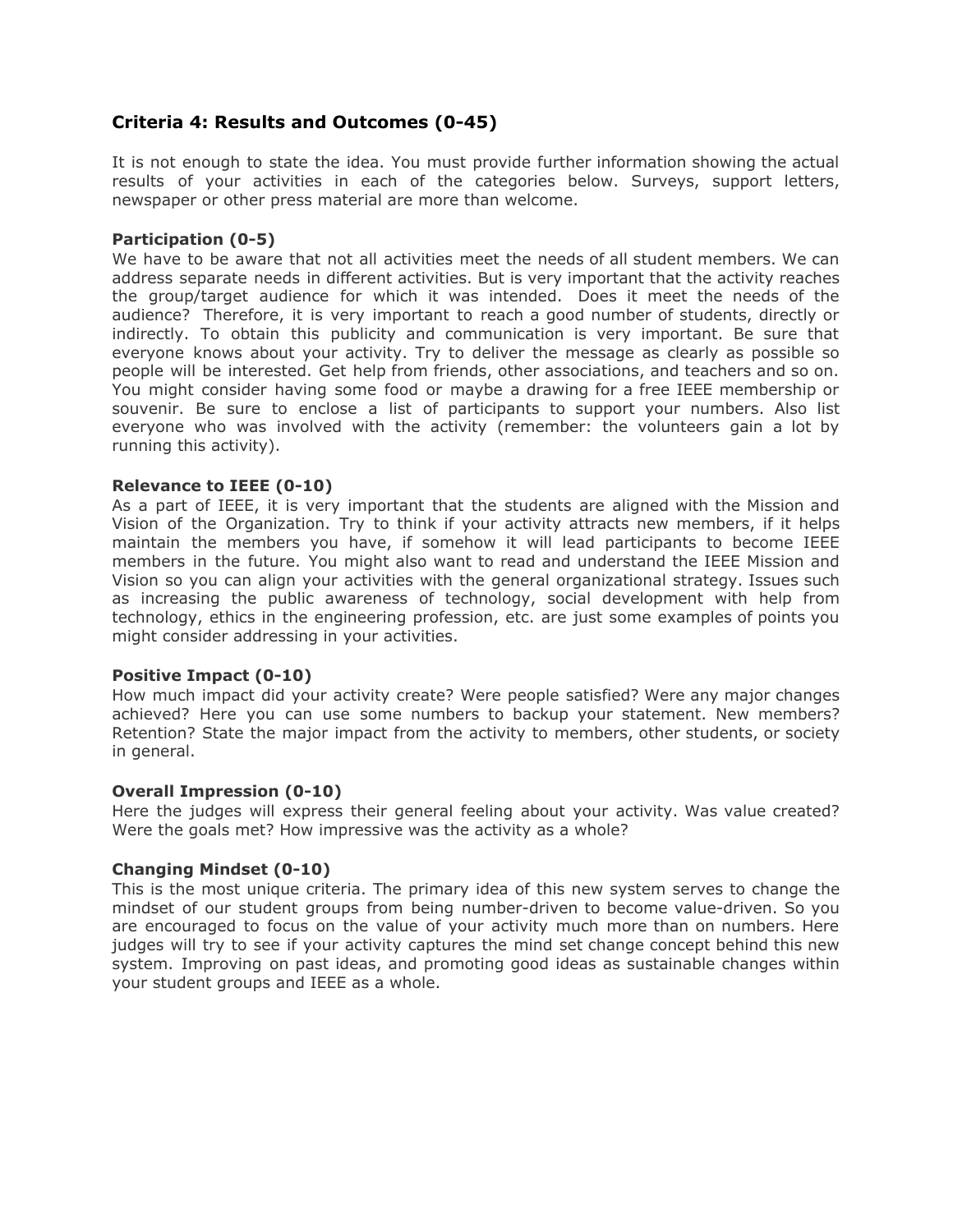## Criteria 4: Results and Outcomes (0-45)

It is not enough to state the idea. You must provide further information showing the actual results of your activities in each of the categories below. Surveys, support letters, newspaper or other press material are more than welcome.

**Participation (0-5)**
We have to be aware that not all activities meet the needs of all student members. We can address separate needs in different activities. But is very important that the activity reaches the group/target audience for which it was intended. Does it meet the needs of the audience? Therefore, it is very important to reach a good number of students, directly or indirectly. To obtain this publicity and communication is very important. Be sure that everyone knows about your activity. Try to deliver the message as clearly as possible so people will be interested. Get help from friends, other associations, and teachers and so on. You might consider having some food or maybe a drawing for a free IEEE membership or souvenir. Be sure to enclose a list of participants to support your numbers. Also list everyone who was involved with the activity (remember: the volunteers gain a lot by running this activity).

**Relevance to IEEE (0-10)**
As a part of IEEE, it is very important that the students are aligned with the Mission and Vision of the Organization. Try to think if your activity attracts new members, if it helps maintain the members you have, if somehow it will lead participants to become IEEE members in the future. You might also want to read and understand the IEEE Mission and Vision so you can align your activities with the general organizational strategy. Issues such as increasing the public awareness of technology, social development with help from technology, ethics in the engineering profession, etc. are just some examples of points you might consider addressing in your activities.

**Positive Impact (0-10)**
How much impact did your activity create? Were people satisfied? Were any major changes achieved? Here you can use some numbers to backup your statement. New members? Retention? State the major impact from the activity to members, other students, or society in general.

**Overall Impression (0-10)**
Here the judges will express their general feeling about your activity. Was value created? Were the goals met? How impressive was the activity as a whole?

**Changing Mindset (0-10)**
This is the most unique criteria. The primary idea of this new system serves to change the mindset of our student groups from being number-driven to become value-driven. So you are encouraged to focus on the value of your activity much more than on numbers. Here judges will try to see if your activity captures the mind set change concept behind this new system. Improving on past ideas, and promoting good ideas as sustainable changes within your student groups and IEEE as a whole.